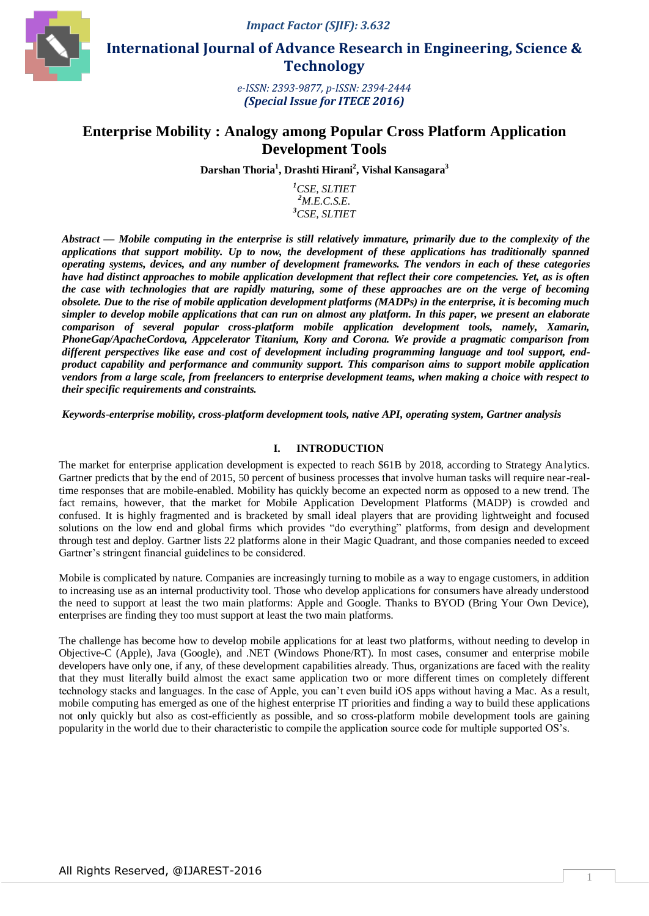Impact Factor (SJIF): 3.632

# International Journal of Advance Research in Engineering, Science & Technology

*e-ISSN: 2393-9877, p-ISSN: 2394-2444*
***(Special Issue for ITECE 2016)***

# Enterprise Mobility : Analogy among Popular Cross Platform Application Development Tools

**Darshan Thoria[1], Drashti Hirani[2], Vishal Kansagara[3]**

*[1]CSE, SLTIET*
*[2]M.E.C.S.E.*
*[3]CSE, SLTIET*

***Abstract — Mobile computing in the enterprise is still relatively immature, primarily due to the complexity of the applications that support mobility. Up to now, the development of these applications has traditionally spanned operating systems, devices, and any number of development frameworks. The vendors in each of these categories have had distinct approaches to mobile application development that reflect their core competencies. Yet, as is often the case with technologies that are rapidly maturing, some of these approaches are on the verge of becoming obsolete. Due to the rise of mobile application development platforms (MADPs) in the enterprise, it is becoming much simpler to develop mobile applications that can run on almost any platform. In this paper, we present an elaborate comparison of several popular cross-platform mobile application development tools, namely, Xamarin, PhoneGap/ApacheCordova, Appcelerator Titanium, Kony and Corona. We provide a pragmatic comparison from different perspectives like ease and cost of development including programming language and tool support, end-product capability and performance and community support. This comparison aims to support mobile application vendors from a large scale, from freelancers to enterprise development teams, when making a choice with respect to their specific requirements and constraints.***

***Keywords-enterprise mobility, cross-platform development tools, native API, operating system, Gartner analysis***

## I. INTRODUCTION

The market for enterprise application development is expected to reach \$61B by 2018, according to Strategy Analytics. Gartner predicts that by the end of 2015, 50 percent of business processes that involve human tasks will require near-real-time responses that are mobile-enabled. Mobility has quickly become an expected norm as opposed to a new trend. The fact remains, however, that the market for Mobile Application Development Platforms (MADP) is crowded and confused. It is highly fragmented and is bracketed by small ideal players that are providing lightweight and focused solutions on the low end and global firms which provides "do everything" platforms, from design and development through test and deploy. Gartner lists 22 platforms alone in their Magic Quadrant, and those companies needed to exceed Gartner's stringent financial guidelines to be considered.

Mobile is complicated by nature. Companies are increasingly turning to mobile as a way to engage customers, in addition to increasing use as an internal productivity tool. Those who develop applications for consumers have already understood the need to support at least the two main platforms: Apple and Google. Thanks to BYOD (Bring Your Own Device), enterprises are finding they too must support at least the two main platforms.

The challenge has become how to develop mobile applications for at least two platforms, without needing to develop in Objective-C (Apple), Java (Google), and .NET (Windows Phone/RT). In most cases, consumer and enterprise mobile developers have only one, if any, of these development capabilities already. Thus, organizations are faced with the reality that they must literally build almost the exact same application two or more different times on completely different technology stacks and languages. In the case of Apple, you can't even build iOS apps without having a Mac. As a result, mobile computing has emerged as one of the highest enterprise IT priorities and finding a way to build these applications not only quickly but also as cost-efficiently as possible, and so cross-platform mobile development tools are gaining popularity in the world due to their characteristic to compile the application source code for multiple supported OS's.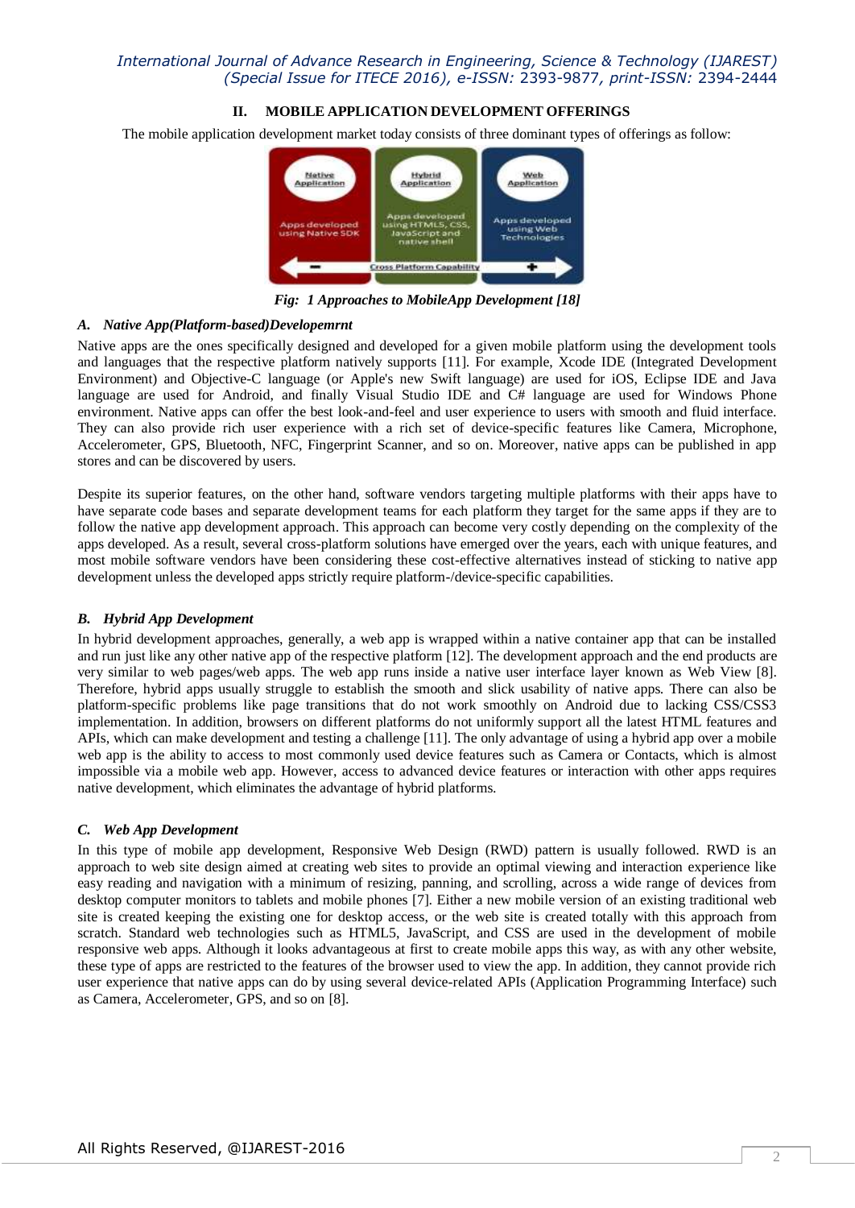## II. MOBILE APPLICATION DEVELOPMENT OFFERINGS

The mobile application development market today consists of three dominant types of offerings as follow:

*Fig: 1 Approaches to MobileApp Development [18]*

### A. Native App(Platform-based)Developemrnt

Native apps are the ones specifically designed and developed for a given mobile platform using the development tools and languages that the respective platform natively supports [11]. For example, Xcode IDE (Integrated Development Environment) and Objective-C language (or Apple's new Swift language) are used for iOS, Eclipse IDE and Java language are used for Android, and finally Visual Studio IDE and C# language are used for Windows Phone environment. Native apps can offer the best look-and-feel and user experience to users with smooth and fluid interface. They can also provide rich user experience with a rich set of device-specific features like Camera, Microphone, Accelerometer, GPS, Bluetooth, NFC, Fingerprint Scanner, and so on. Moreover, native apps can be published in app stores and can be discovered by users.

Despite its superior features, on the other hand, software vendors targeting multiple platforms with their apps have to have separate code bases and separate development teams for each platform they target for the same apps if they are to follow the native app development approach. This approach can become very costly depending on the complexity of the apps developed. As a result, several cross-platform solutions have emerged over the years, each with unique features, and most mobile software vendors have been considering these cost-effective alternatives instead of sticking to native app development unless the developed apps strictly require platform-/device-specific capabilities.

### B. Hybrid App Development

In hybrid development approaches, generally, a web app is wrapped within a native container app that can be installed and run just like any other native app of the respective platform [12]. The development approach and the end products are very similar to web pages/web apps. The web app runs inside a native user interface layer known as Web View [8]. Therefore, hybrid apps usually struggle to establish the smooth and slick usability of native apps. There can also be platform-specific problems like page transitions that do not work smoothly on Android due to lacking CSS/CSS3 implementation. In addition, browsers on different platforms do not uniformly support all the latest HTML features and APIs, which can make development and testing a challenge [11]. The only advantage of using a hybrid app over a mobile web app is the ability to access to most commonly used device features such as Camera or Contacts, which is almost impossible via a mobile web app. However, access to advanced device features or interaction with other apps requires native development, which eliminates the advantage of hybrid platforms.

### C. Web App Development

In this type of mobile app development, Responsive Web Design (RWD) pattern is usually followed. RWD is an approach to web site design aimed at creating web sites to provide an optimal viewing and interaction experience like easy reading and navigation with a minimum of resizing, panning, and scrolling, across a wide range of devices from desktop computer monitors to tablets and mobile phones [7]. Either a new mobile version of an existing traditional web site is created keeping the existing one for desktop access, or the web site is created totally with this approach from scratch. Standard web technologies such as HTML5, JavaScript, and CSS are used in the development of mobile responsive web apps. Although it looks advantageous at first to create mobile apps this way, as with any other website, these type of apps are restricted to the features of the browser used to view the app. In addition, they cannot provide rich user experience that native apps can do by using several device-related APIs (Application Programming Interface) such as Camera, Accelerometer, GPS, and so on [8].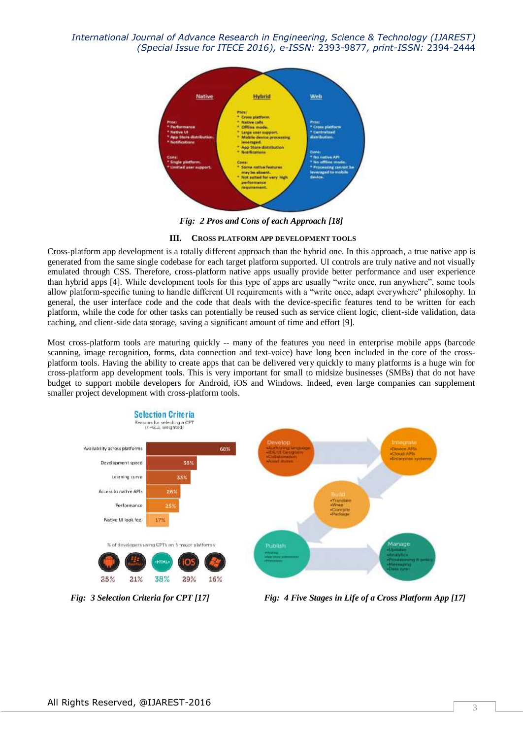*Fig: 2 Pros and Cons of each Approach [18]*

## III. CROSS PLATFORM APP DEVELOPMENT TOOLS

Cross-platform app development is a totally different approach than the hybrid one. In this approach, a true native app is generated from the same single codebase for each target platform supported. UI controls are truly native and not visually emulated through CSS. Therefore, cross-platform native apps usually provide better performance and user experience than hybrid apps [4]. While development tools for this type of apps are usually "write once, run anywhere", some tools allow platform-specific tuning to handle different UI requirements with a "write once, adapt everywhere" philosophy. In general, the user interface code and the code that deals with the device-specific features tend to be written for each platform, while the code for other tasks can potentially be reused such as service client logic, client-side validation, data caching, and client-side data storage, saving a significant amount of time and effort [9].

Most cross-platform tools are maturing quickly -- many of the features you need in enterprise mobile apps (barcode scanning, image recognition, forms, data connection and text-voice) have long been included in the core of the cross-platform tools. Having the ability to create apps that can be delivered very quickly to many platforms is a huge win for cross-platform app development tools. This is very important for small to midsize businesses (SMBs) that do not have budget to support mobile developers for Android, iOS and Windows. Indeed, even large companies can supplement smaller project development with cross-platform tools.

*Fig: 3 Selection Criteria for CPT [17]*

*Fig: 4 Five Stages in Life of a Cross Platform App [17]*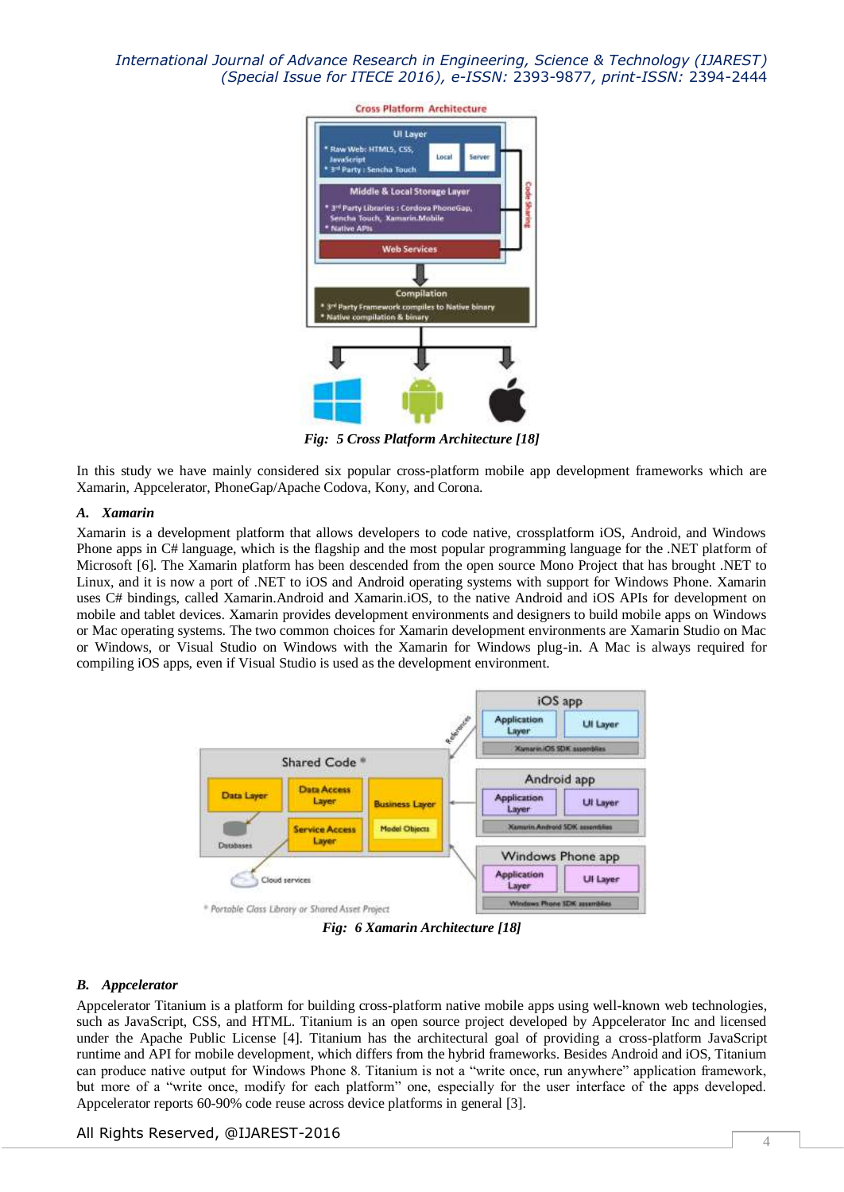*Fig: 5 Cross Platform Architecture [18]*

In this study we have mainly considered six popular cross-platform mobile app development frameworks which are Xamarin, Appcelerator, PhoneGap/Apache Codova, Kony, and Corona.

### *A. Xamarin*

Xamarin is a development platform that allows developers to code native, crossplatform iOS, Android, and Windows Phone apps in C# language, which is the flagship and the most popular programming language for the .NET platform of Microsoft [6]. The Xamarin platform has been descended from the open source Mono Project that has brought .NET to Linux, and it is now a port of .NET to iOS and Android operating systems with support for Windows Phone. Xamarin uses C# bindings, called Xamarin.Android and Xamarin.iOS, to the native Android and iOS APIs for development on mobile and tablet devices. Xamarin provides development environments and designers to build mobile apps on Windows or Mac operating systems. The two common choices for Xamarin development environments are Xamarin Studio on Mac or Windows, or Visual Studio on Windows with the Xamarin for Windows plug-in. A Mac is always required for compiling iOS apps, even if Visual Studio is used as the development environment.

*Fig: 6 Xamarin Architecture [18]*

### *B. Appcelerator*

Appcelerator Titanium is a platform for building cross-platform native mobile apps using well-known web technologies, such as JavaScript, CSS, and HTML. Titanium is an open source project developed by Appcelerator Inc and licensed under the Apache Public License [4]. Titanium has the architectural goal of providing a cross-platform JavaScript runtime and API for mobile development, which differs from the hybrid frameworks. Besides Android and iOS, Titanium can produce native output for Windows Phone 8. Titanium is not a "write once, run anywhere" application framework, but more of a "write once, modify for each platform" one, especially for the user interface of the apps developed. Appcelerator reports 60-90% code reuse across device platforms in general [3].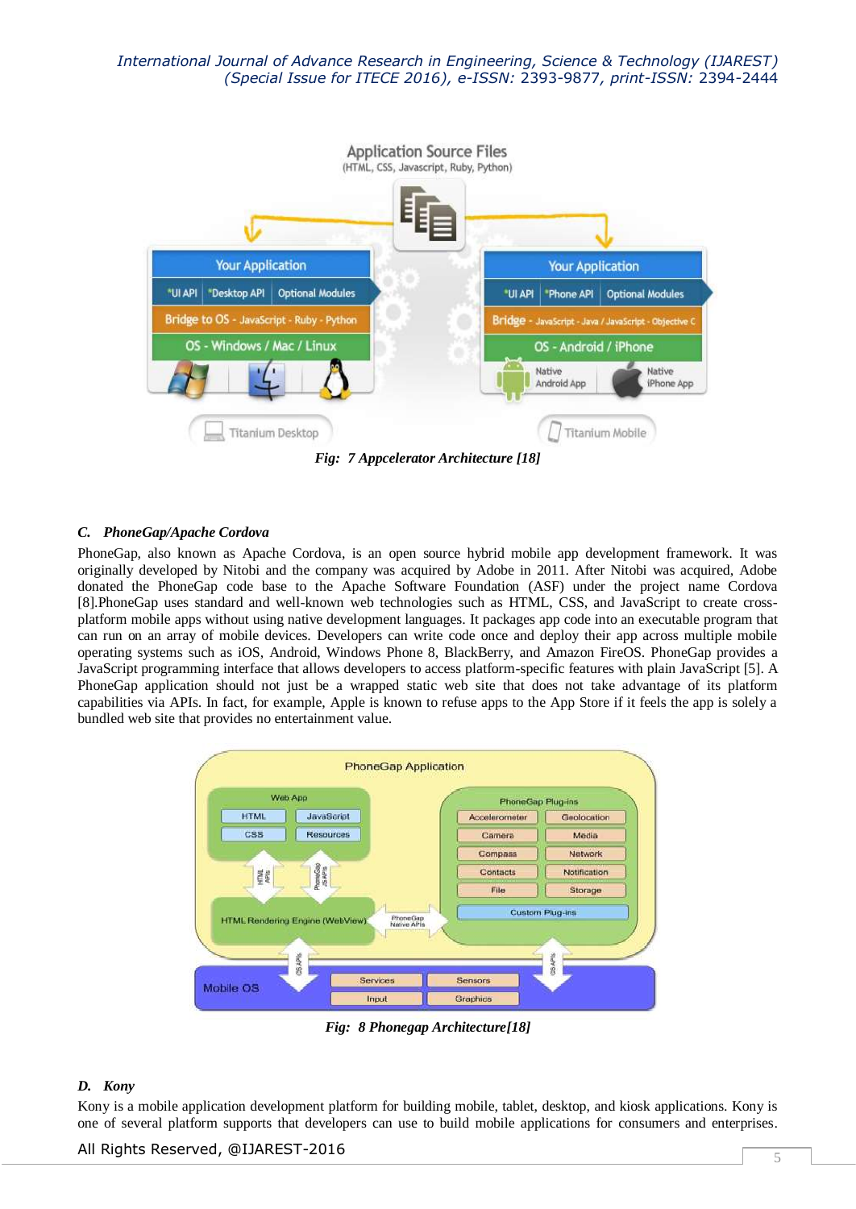*Fig: 7 Appcelerator Architecture [18]*

### C. PhoneGap/Apache Cordova

PhoneGap, also known as Apache Cordova, is an open source hybrid mobile app development framework. It was originally developed by Nitobi and the company was acquired by Adobe in 2011. After Nitobi was acquired, Adobe donated the PhoneGap code base to the Apache Software Foundation (ASF) under the project name Cordova [8].PhoneGap uses standard and well-known web technologies such as HTML, CSS, and JavaScript to create cross-platform mobile apps without using native development languages. It packages app code into an executable program that can run on an array of mobile devices. Developers can write code once and deploy their app across multiple mobile operating systems such as iOS, Android, Windows Phone 8, BlackBerry, and Amazon FireOS. PhoneGap provides a JavaScript programming interface that allows developers to access platform-specific features with plain JavaScript [5]. A PhoneGap application should not just be a wrapped static web site that does not take advantage of its platform capabilities via APIs. In fact, for example, Apple is known to refuse apps to the App Store if it feels the app is solely a bundled web site that provides no entertainment value.

*Fig: 8 Phonegap Architecture[18]*

### D. Kony

Kony is a mobile application development platform for building mobile, tablet, desktop, and kiosk applications. Kony is one of several platform supports that developers can use to build mobile applications for consumers and enterprises.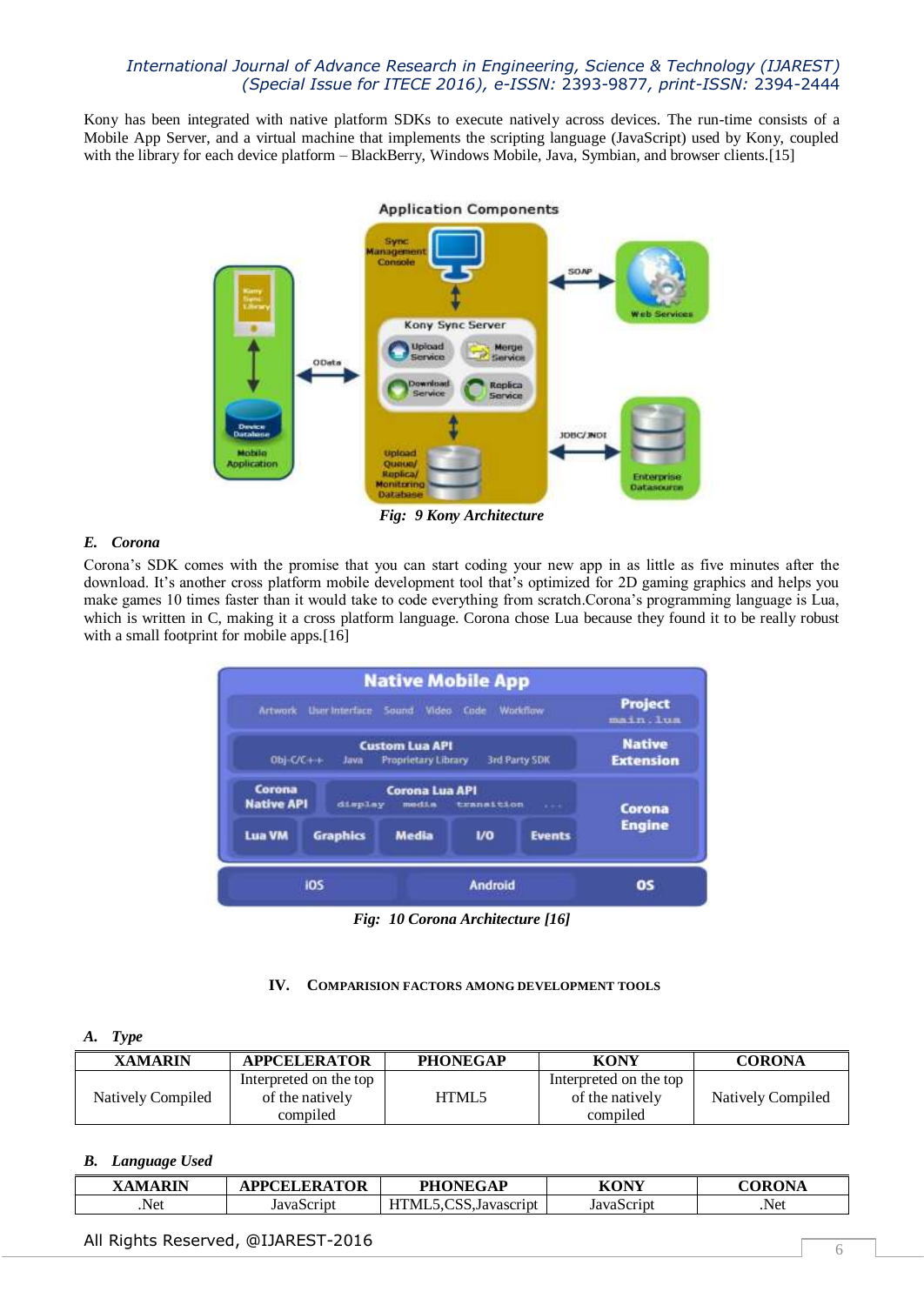Kony has been integrated with native platform SDKs to execute natively across devices. The run-time consists of a Mobile App Server, and a virtual machine that implements the scripting language (JavaScript) used by Kony, coupled with the library for each device platform – BlackBerry, Windows Mobile, Java, Symbian, and browser clients.[15]

*Fig: 9 Kony Architecture*

### E. Corona

Corona's SDK comes with the promise that you can start coding your new app in as little as five minutes after the download. It's another cross platform mobile development tool that's optimized for 2D gaming graphics and helps you make games 10 times faster than it would take to code everything from scratch.Corona's programming language is Lua, which is written in C, making it a cross platform language. Corona chose Lua because they found it to be really robust with a small footprint for mobile apps.[16]

*Fig: 10 Corona Architecture [16]*

## IV. COMPARISION FACTORS AMONG DEVELOPMENT TOOLS

### A. Type

| XAMARIN | APPCELERATOR | PHONEGAP | KONY | CORONA |
|---|---|---|---|---|
| Natively Compiled | Interpreted on the top of the natively compiled | HTML5 | Interpreted on the top of the natively compiled | Natively Compiled |

### B. Language Used

| XAMARIN | APPCELERATOR | PHONEGAP | KONY | CORONA |
|---|---|---|---|---|
| .Net | JavaScript | HTML5,CSS,Javascript | JavaScript | .Net |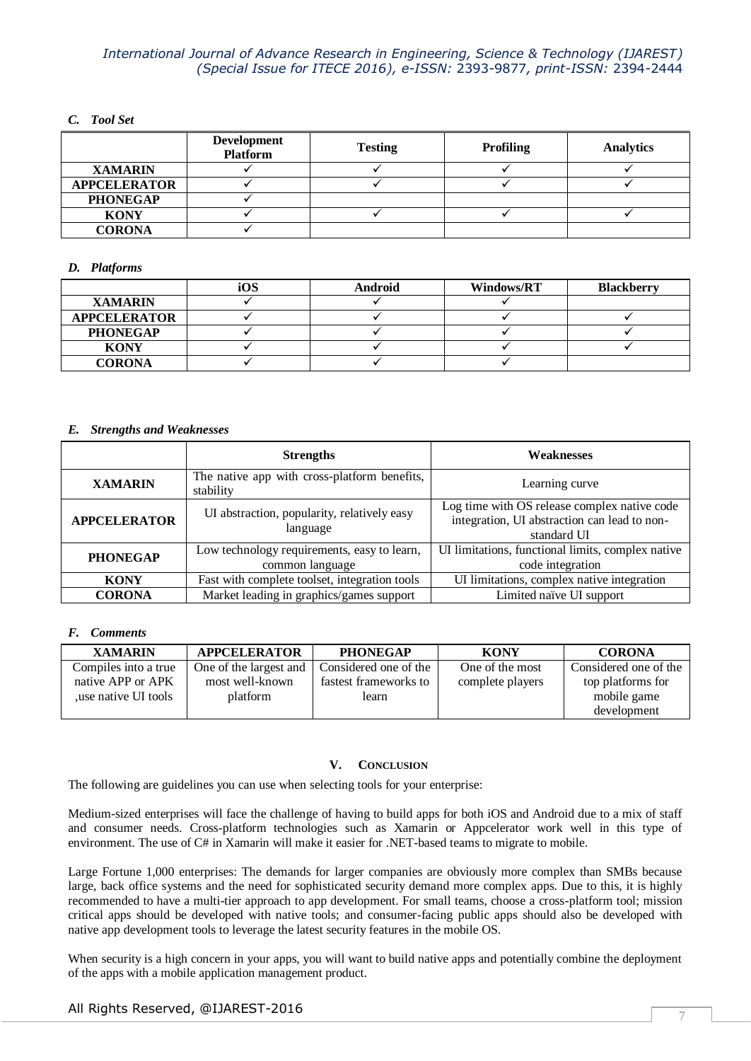### C. Tool Set

| | Development Platform | Testing | Profiling | Analytics |
|---|---|---|---|---|
| **XAMARIN** | ✓ | ✓ | ✓ | ✓ |
| **APPCELERATOR** | ✓ | ✓ | ✓ | ✓ |
| **PHONEGAP** | ✓ | | | |
| **KONY** | ✓ | ✓ | ✓ | ✓ |
| **CORONA** | ✓ | | | |

### D. Platforms

| | iOS | Android | Windows/RT | Blackberry |
|---|---|---|---|---|
| **XAMARIN** | ✓ | ✓ | ✓ | |
| **APPCELERATOR** | ✓ | ✓ | ✓ | ✓ |
| **PHONEGAP** | ✓ | ✓ | ✓ | ✓ |
| **KONY** | ✓ | ✓ | ✓ | ✓ |
| **CORONA** | ✓ | ✓ | ✓ | |

### E. Strengths and Weaknesses

| | Strengths | Weaknesses |
|---|---|---|
| **XAMARIN** | The native app with cross-platform benefits, stability | Learning curve |
| **APPCELERATOR** | UI abstraction, popularity, relatively easy language | Log time with OS release complex native code integration, UI abstraction can lead to non-standard UI |
| **PHONEGAP** | Low technology requirements, easy to learn, common language | UI limitations, functional limits, complex native code integration |
| **KONY** | Fast with complete toolset, integration tools | UI limitations, complex native integration |
| **CORONA** | Market leading in graphics/games support | Limited naïve UI support |

### F. Comments

| XAMARIN | APPCELERATOR | PHONEGAP | KONY | CORONA |
|---|---|---|---|---|
| Compiles into a true native APP or APK ,use native UI tools | One of the largest and most well-known platform | Considered one of the fastest frameworks to learn | One of the most complete players | Considered one of the top platforms for mobile game development |

## V. Conclusion

The following are guidelines you can use when selecting tools for your enterprise:

Medium-sized enterprises will face the challenge of having to build apps for both iOS and Android due to a mix of staff and consumer needs. Cross-platform technologies such as Xamarin or Appcelerator work well in this type of environment. The use of C# in Xamarin will make it easier for .NET-based teams to migrate to mobile.

Large Fortune 1,000 enterprises: The demands for larger companies are obviously more complex than SMBs because large, back office systems and the need for sophisticated security demand more complex apps. Due to this, it is highly recommended to have a multi-tier approach to app development. For small teams, choose a cross-platform tool; mission critical apps should be developed with native tools; and consumer-facing public apps should also be developed with native app development tools to leverage the latest security features in the mobile OS.

When security is a high concern in your apps, you will want to build native apps and potentially combine the deployment of the apps with a mobile application management product.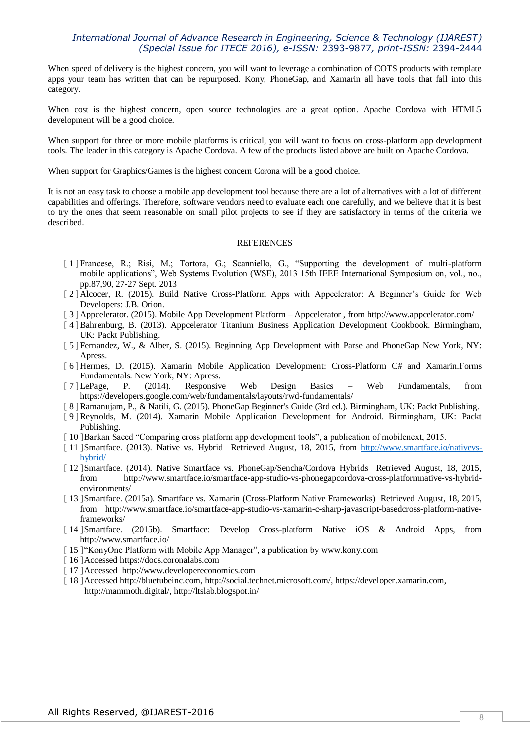When speed of delivery is the highest concern, you will want to leverage a combination of COTS products with template apps your team has written that can be repurposed. Kony, PhoneGap, and Xamarin all have tools that fall into this category.

When cost is the highest concern, open source technologies are a great option. Apache Cordova with HTML5 development will be a good choice.

When support for three or more mobile platforms is critical, you will want to focus on cross-platform app development tools. The leader in this category is Apache Cordova. A few of the products listed above are built on Apache Cordova.

When support for Graphics/Games is the highest concern Corona will be a good choice.

It is not an easy task to choose a mobile app development tool because there are a lot of alternatives with a lot of different capabilities and offerings. Therefore, software vendors need to evaluate each one carefully, and we believe that it is best to try the ones that seem reasonable on small pilot projects to see if they are satisfactory in terms of the criteria we described.

## REFERENCES

[ 1 ] Francese, R.; Risi, M.; Tortora, G.; Scanniello, G., "Supporting the development of multi-platform mobile applications", Web Systems Evolution (WSE), 2013 15th IEEE International Symposium on, vol., no., pp.87,90, 27-27 Sept. 2013

[ 2 ] Alcocer, R. (2015). Build Native Cross-Platform Apps with Appcelerator: A Beginner's Guide for Web Developers: J.B. Orion.

[ 3 ] Appcelerator. (2015). Mobile App Development Platform – Appcelerator , from http://www.appcelerator.com/

[ 4 ] Bahrenburg, B. (2013). Appcelerator Titanium Business Application Development Cookbook. Birmingham, UK: Packt Publishing.

[ 5 ] Fernandez, W., & Alber, S. (2015). Beginning App Development with Parse and PhoneGap New York, NY: Apress.

[ 6 ] Hermes, D. (2015). Xamarin Mobile Application Development: Cross-Platform C# and Xamarin.Forms Fundamentals. New York, NY: Apress.

[ 7 ] LePage, P. (2014). Responsive Web Design Basics – Web Fundamentals, from https://developers.google.com/web/fundamentals/layouts/rwd-fundamentals/

[ 8 ] Ramanujam, P., & Natili, G. (2015). PhoneGap Beginner's Guide (3rd ed.). Birmingham, UK: Packt Publishing.

[ 9 ] Reynolds, M. (2014). Xamarin Mobile Application Development for Android. Birmingham, UK: Packt Publishing.

[ 10 ] Barkan Saeed "Comparing cross platform app development tools", a publication of mobilenext, 2015.

[ 11 ] Smartface. (2013). Native vs. Hybrid Retrieved August, 18, 2015, from http://www.smartface.io/nativevs-hybrid/

[ 12 ] Smartface. (2014). Native Smartface vs. PhoneGap/Sencha/Cordova Hybrids Retrieved August, 18, 2015, from http://www.smartface.io/smartface-app-studio-vs-phonegapcordova-cross-platformnative-vs-hybrid-environments/

[ 13 ] Smartface. (2015a). Smartface vs. Xamarin (Cross-Platform Native Frameworks) Retrieved August, 18, 2015, from http://www.smartface.io/smartface-app-studio-vs-xamarin-c-sharp-javascript-basedcross-platform-native-frameworks/

[ 14 ] Smartface. (2015b). Smartface: Develop Cross-platform Native iOS & Android Apps, from http://www.smartface.io/

[ 15 ] "KonyOne Platform with Mobile App Manager", a publication by www.kony.com

[ 16 ] Accessed https://docs.coronalabs.com

[ 17 ] Accessed http://www.developereconomics.com

[ 18 ] Accessed http://bluetubeinc.com, http://social.technet.microsoft.com/, https://developer.xamarin.com, http://mammoth.digital/, http://ltslab.blogspot.in/